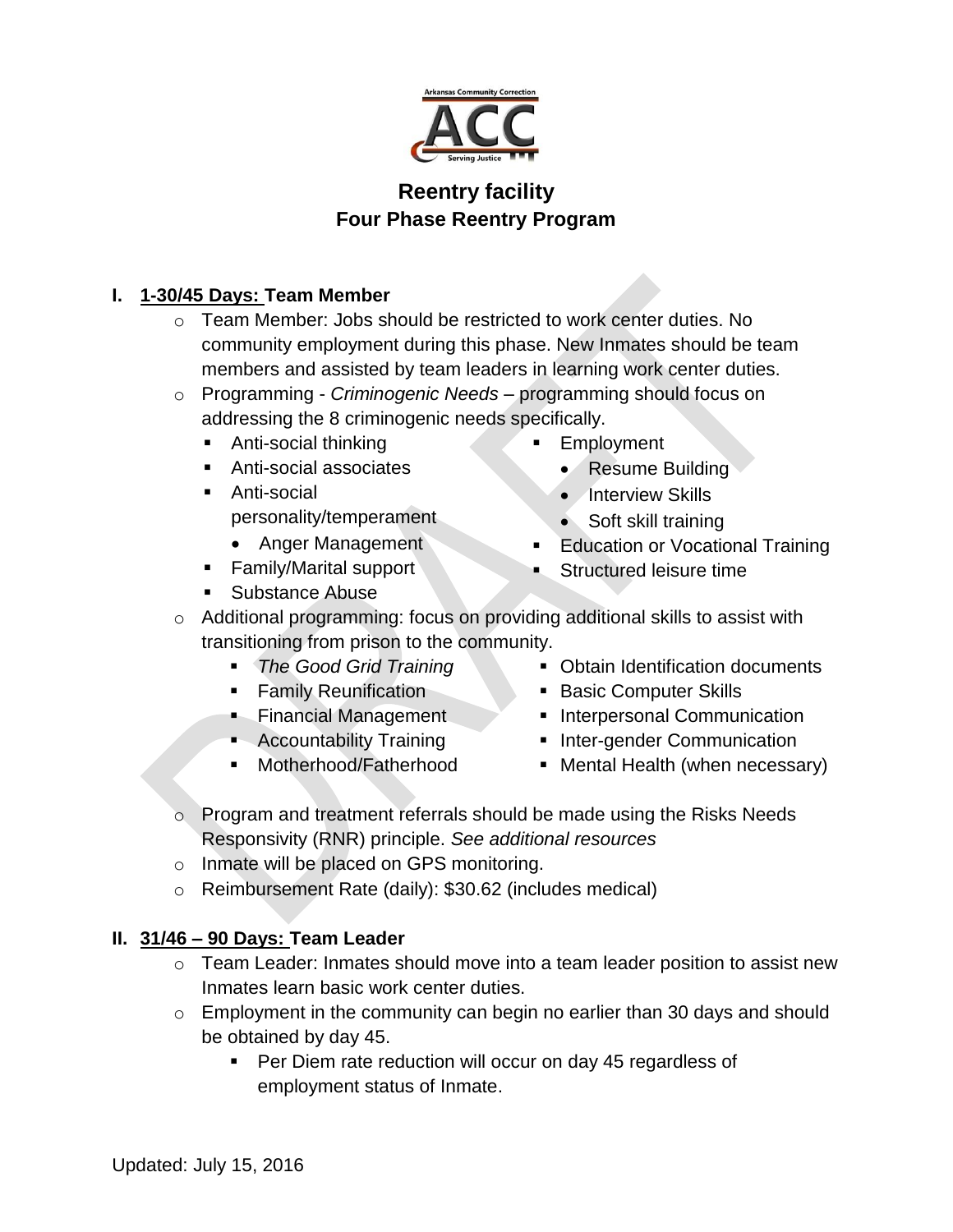# Reentry facility
## Four Phase Reentry Program

## I. 1-30/45 Days: Team Member

- Team Member: Jobs should be restricted to work center duties. No community employment during this phase. New Inmates should be team members and assisted by team leaders in learning work center duties.
- Programming - *Criminogenic Needs* – programming should focus on addressing the 8 criminogenic needs specifically.
  - Anti-social thinking
  - Anti-social associates
  - Anti-social personality/temperament
    - Anger Management
  - Family/Marital support
  - Substance Abuse
  - Employment
    - Resume Building
    - Interview Skills
    - Soft skill training
  - Education or Vocational Training
  - Structured leisure time
- Additional programming: focus on providing additional skills to assist with transitioning from prison to the community.
  - *The Good Grid Training*
  - Family Reunification
  - Financial Management
  - Accountability Training
  - Motherhood/Fatherhood
  - Obtain Identification documents
  - Basic Computer Skills
  - Interpersonal Communication
  - Inter-gender Communication
  - Mental Health (when necessary)
- Program and treatment referrals should be made using the Risks Needs Responsivity (RNR) principle. *See additional resources*
- Inmate will be placed on GPS monitoring.
- Reimbursement Rate (daily): $30.62 (includes medical)

## II. 31/46 – 90 Days: Team Leader

- Team Leader: Inmates should move into a team leader position to assist new Inmates learn basic work center duties.
- Employment in the community can begin no earlier than 30 days and should be obtained by day 45.
  - Per Diem rate reduction will occur on day 45 regardless of employment status of Inmate.

Updated: July 15, 2016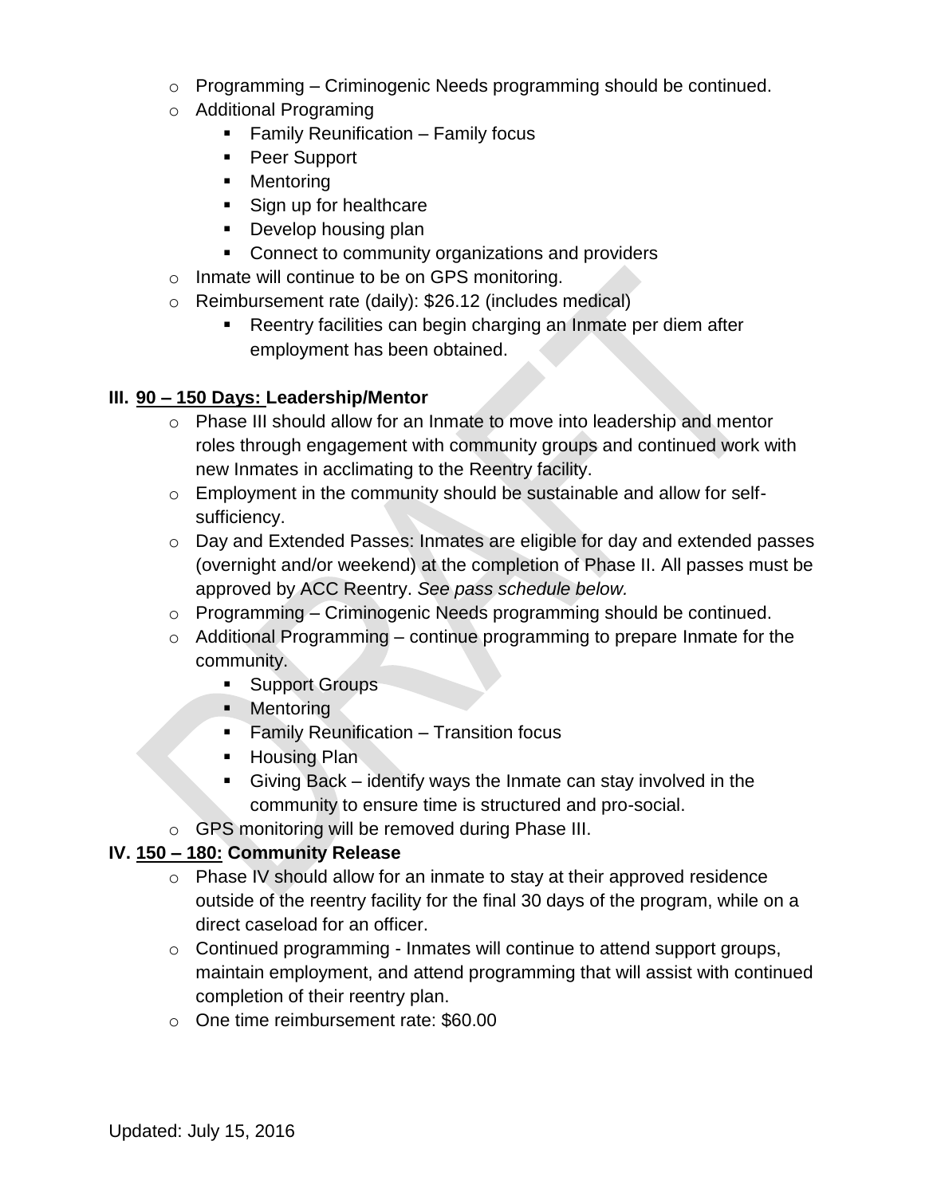- Programming – Criminogenic Needs programming should be continued.
- Additional Programing
  - Family Reunification – Family focus
  - Peer Support
  - Mentoring
  - Sign up for healthcare
  - Develop housing plan
  - Connect to community organizations and providers
- Inmate will continue to be on GPS monitoring.
- Reimbursement rate (daily): $26.12 (includes medical)
  - Reentry facilities can begin charging an Inmate per diem after employment has been obtained.

## III. <u>90 – 150 Days: </u>Leadership/Mentor

- Phase III should allow for an Inmate to move into leadership and mentor roles through engagement with community groups and continued work with new Inmates in acclimating to the Reentry facility.
- Employment in the community should be sustainable and allow for self-sufficiency.
- Day and Extended Passes: Inmates are eligible for day and extended passes (overnight and/or weekend) at the completion of Phase II. All passes must be approved by ACC Reentry. *See pass schedule below.*
- Programming – Criminogenic Needs programming should be continued.
- Additional Programming – continue programming to prepare Inmate for the community.
  - Support Groups
  - Mentoring
  - Family Reunification – Transition focus
  - Housing Plan
  - Giving Back – identify ways the Inmate can stay involved in the community to ensure time is structured and pro-social.
- GPS monitoring will be removed during Phase III.

## IV. <u>150 – 180:</u> Community Release

- Phase IV should allow for an inmate to stay at their approved residence outside of the reentry facility for the final 30 days of the program, while on a direct caseload for an officer.
- Continued programming - Inmates will continue to attend support groups, maintain employment, and attend programming that will assist with continued completion of their reentry plan.
- One time reimbursement rate: $60.00

Updated: July 15, 2016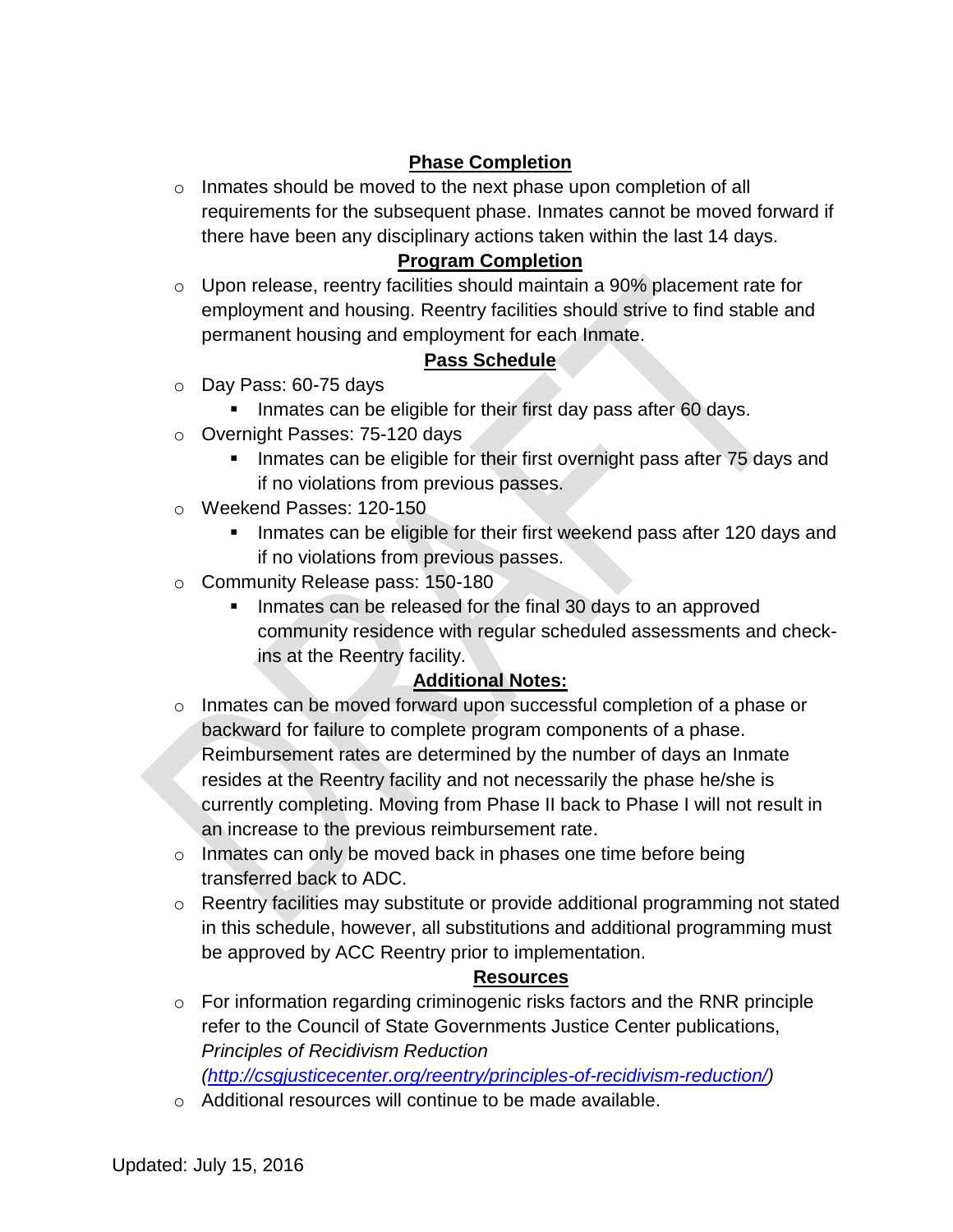## Phase Completion

- Inmates should be moved to the next phase upon completion of all requirements for the subsequent phase. Inmates cannot be moved forward if there have been any disciplinary actions taken within the last 14 days.

## Program Completion

- Upon release, reentry facilities should maintain a 90% placement rate for employment and housing. Reentry facilities should strive to find stable and permanent housing and employment for each Inmate.

## Pass Schedule

- Day Pass: 60-75 days
  - Inmates can be eligible for their first day pass after 60 days.
- Overnight Passes: 75-120 days
  - Inmates can be eligible for their first overnight pass after 75 days and if no violations from previous passes.
- Weekend Passes: 120-150
  - Inmates can be eligible for their first weekend pass after 120 days and if no violations from previous passes.
- Community Release pass: 150-180
  - Inmates can be released for the final 30 days to an approved community residence with regular scheduled assessments and check-ins at the Reentry facility.

## Additional Notes:

- Inmates can be moved forward upon successful completion of a phase or backward for failure to complete program components of a phase. Reimbursement rates are determined by the number of days an Inmate resides at the Reentry facility and not necessarily the phase he/she is currently completing. Moving from Phase II back to Phase I will not result in an increase to the previous reimbursement rate.
- Inmates can only be moved back in phases one time before being transferred back to ADC.
- Reentry facilities may substitute or provide additional programming not stated in this schedule, however, all substitutions and additional programming must be approved by ACC Reentry prior to implementation.

## Resources

- For information regarding criminogenic risks factors and the RNR principle refer to the Council of State Governments Justice Center publications, *Principles of Recidivism Reduction (http://csgjusticecenter.org/reentry/principles-of-recidivism-reduction/)*
- Additional resources will continue to be made available.

Updated: July 15, 2016